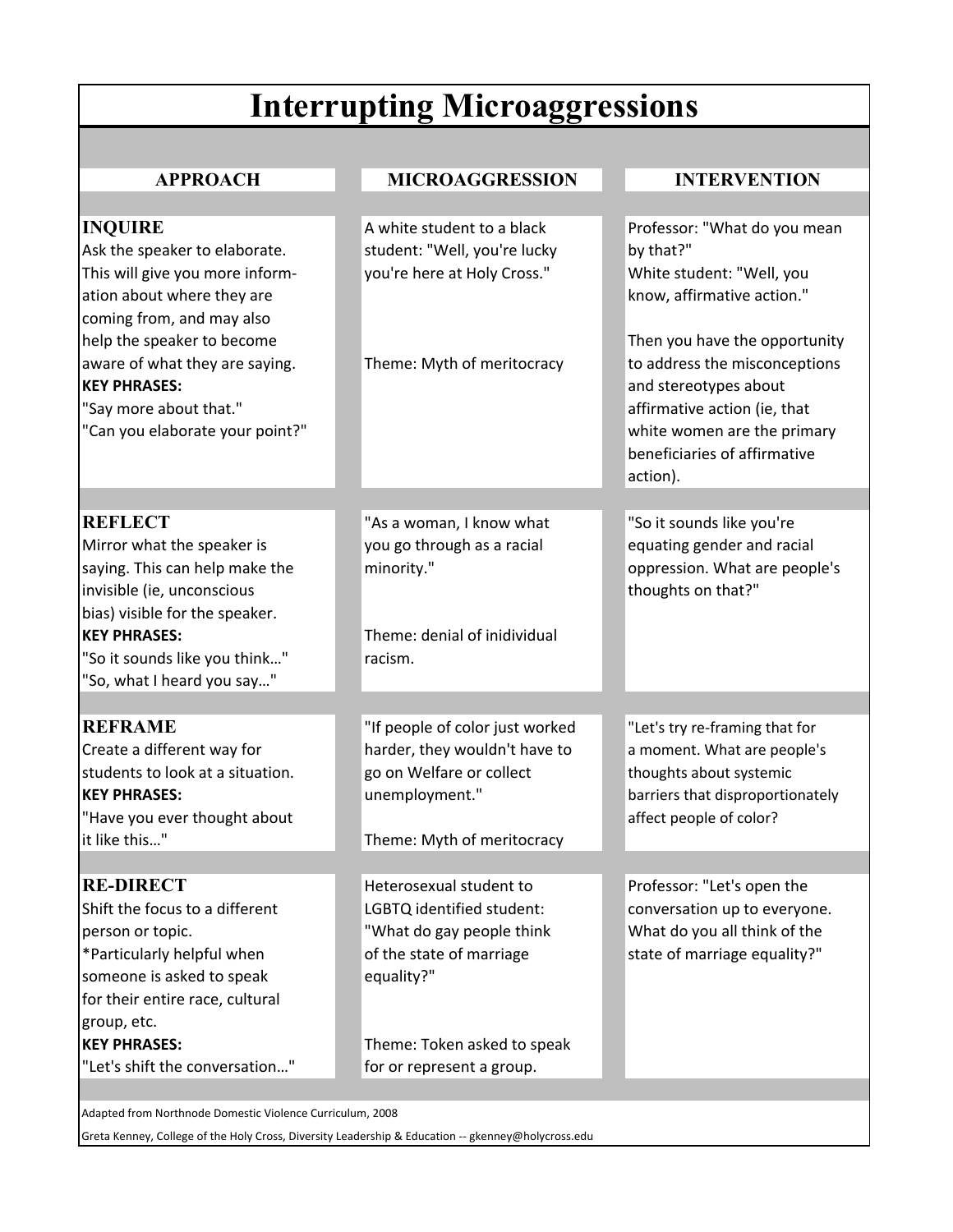# Interrupting Microaggressions

| APPROACH | MICROAGGRESSION | INTERVENTION |
| --- | --- | --- |
| **INQUIRE**<br>Ask the speaker to elaborate. This will give you more information about where they are coming from, and may also help the speaker to become aware of what they are saying.<br>**KEY PHRASES:**<br>"Say more about that."<br>"Can you elaborate your point?" | A white student to a black student: "Well, you're lucky you're here at Holy Cross."<br><br>Theme: Myth of meritocracy | Professor: "What do you mean by that?"<br>White student: "Well, you know, affirmative action."<br><br>Then you have the opportunity to address the misconceptions and stereotypes about affirmative action (ie, that white women are the primary beneficiaries of affirmative action). |
| **REFLECT**<br>Mirror what the speaker is saying. This can help make the invisible (ie, unconscious bias) visible for the speaker.<br>**KEY PHRASES:**<br>"So it sounds like you think…"<br>"So, what I heard you say…" | "As a woman, I know what you go through as a racial minority."<br><br>Theme: denial of inidividual racism. | "So it sounds like you're equating gender and racial oppression. What are people's thoughts on that?" |
| **REFRAME**<br>Create a different way for students to look at a situation.<br>**KEY PHRASES:**<br>"Have you ever thought about it like this…" | "If people of color just worked harder, they wouldn't have to go on Welfare or collect unemployment."<br><br>Theme: Myth of meritocracy | "Let's try re-framing that for a moment. What are people's thoughts about systemic barriers that disproportionately affect people of color? |
| **RE-DIRECT**<br>Shift the focus to a different person or topic.<br>*Particularly helpful when someone is asked to speak for their entire race, cultural group, etc.<br>**KEY PHRASES:**<br>"Let's shift the conversation…" | Heterosexual student to LGBTQ identified student: "What do gay people think of the state of marriage equality?"<br><br>Theme: Token asked to speak for or represent a group. | Professor: "Let's open the conversation up to everyone. What do you all think of the state of marriage equality?" |

Adapted from Northnode Domestic Violence Curriculum, 2008

Greta Kenney, College of the Holy Cross, Diversity Leadership & Education -- gkenney@holycross.edu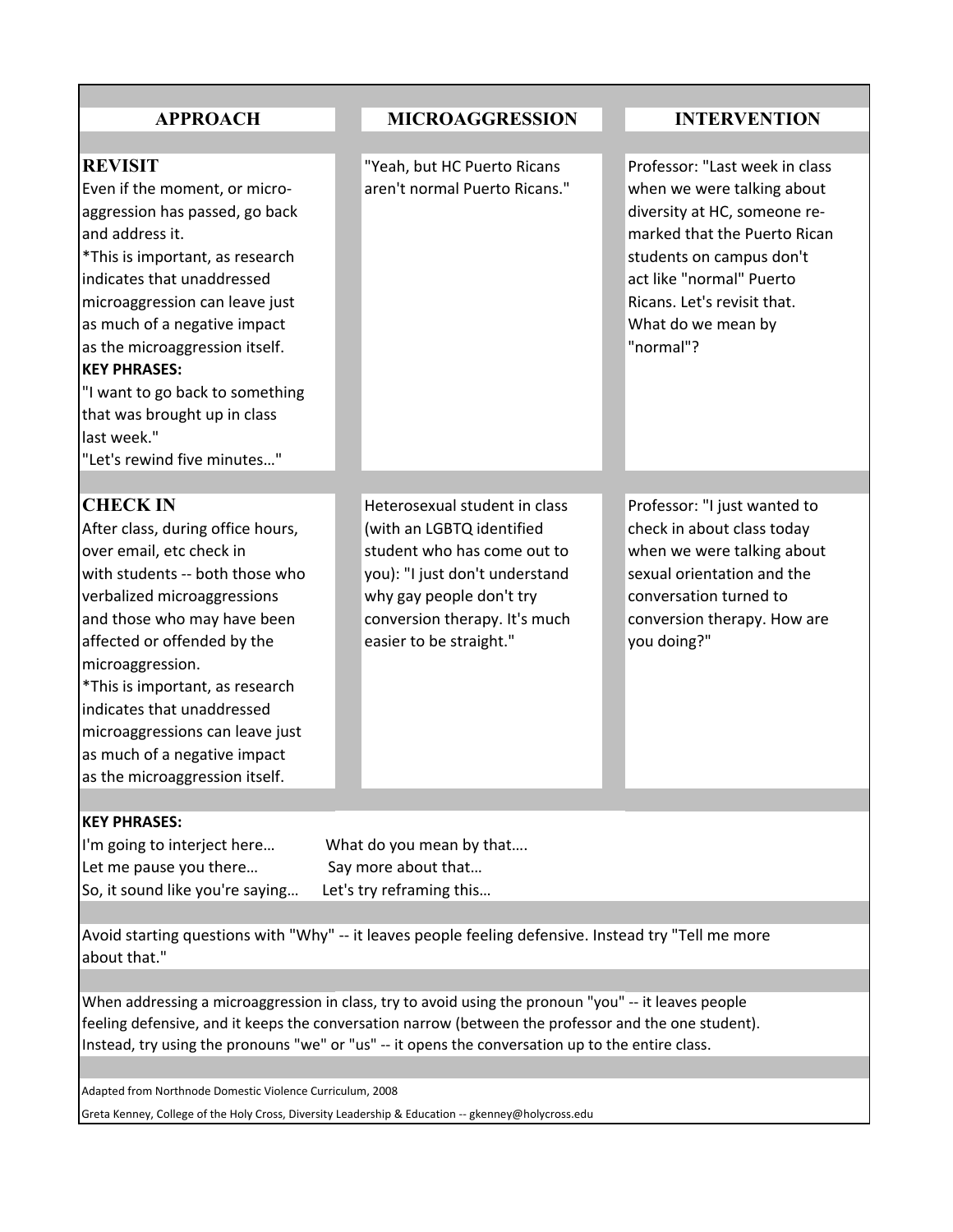| APPROACH | MICROAGGRESSION | INTERVENTION |
|---|---|---|
| **REVISIT**<br>Even if the moment, or micro-aggression has passed, go back and address it.<br>*This is important, as research indicates that unaddressed microaggression can leave just as much of a negative impact as the microaggression itself.<br>**KEY PHRASES:**<br>"I want to go back to something that was brought up in class last week."<br>"Let's rewind five minutes…" | "Yeah, but HC Puerto Ricans aren't normal Puerto Ricans." | Professor: "Last week in class when we were talking about diversity at HC, someone re-marked that the Puerto Rican students on campus don't act like "normal" Puerto Ricans. Let's revisit that. What do we mean by "normal"? |
| **CHECK IN**<br>After class, during office hours, over email, etc check in with students -- both those who verbalized microaggressions and those who may have been affected or offended by the microaggression.<br>*This is important, as research indicates that unaddressed microaggressions can leave just as much of a negative impact as the microaggression itself. | Heterosexual student in class (with an LGBTQ identified student who has come out to you): "I just don't understand why gay people don't try conversion therapy. It's much easier to be straight." | Professor: "I just wanted to check in about class today when we were talking about sexual orientation and the conversation turned to conversion therapy. How are you doing?" |

**KEY PHRASES:**

I'm going to interject here…
Let me pause you there…
So, it sound like you're saying…
What do you mean by that….
Say more about that…
Let's try reframing this…

Avoid starting questions with "Why" -- it leaves people feeling defensive. Instead try "Tell me more about that."

When addressing a microaggression in class, try to avoid using the pronoun "you" -- it leaves people feeling defensive, and it keeps the conversation narrow (between the professor and the one student). Instead, try using the pronouns "we" or "us" -- it opens the conversation up to the entire class.

Adapted from Northnode Domestic Violence Curriculum, 2008

Greta Kenney, College of the Holy Cross, Diversity Leadership & Education -- gkenney@holycross.edu